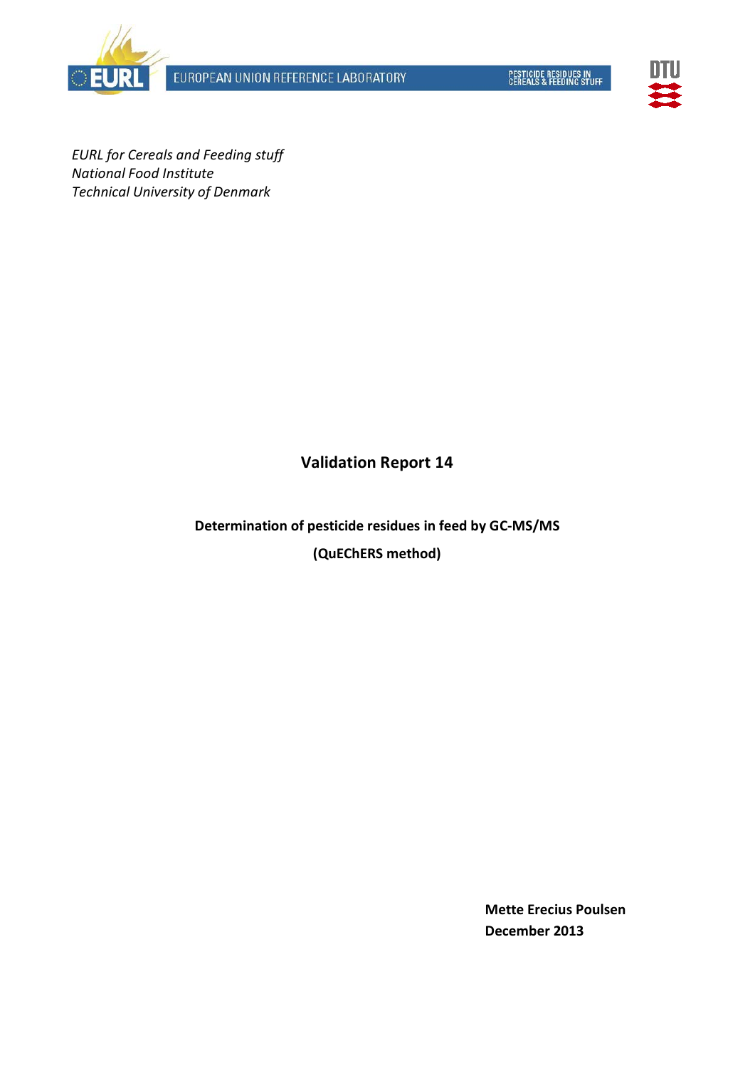EUROPEAN UNION REFERENCE LABORATORY

PESTICIDE RESIDUES IN CEREALS & FEEDING STUFF

*EURL for Cereals and Feeding stuff*
*National Food Institute*
*Technical University of Denmark*

# Validation Report 14

## Determination of pesticide residues in feed by GC-MS/MS

## (QuEChERS method)

**Mette Erecius Poulsen**
**December 2013**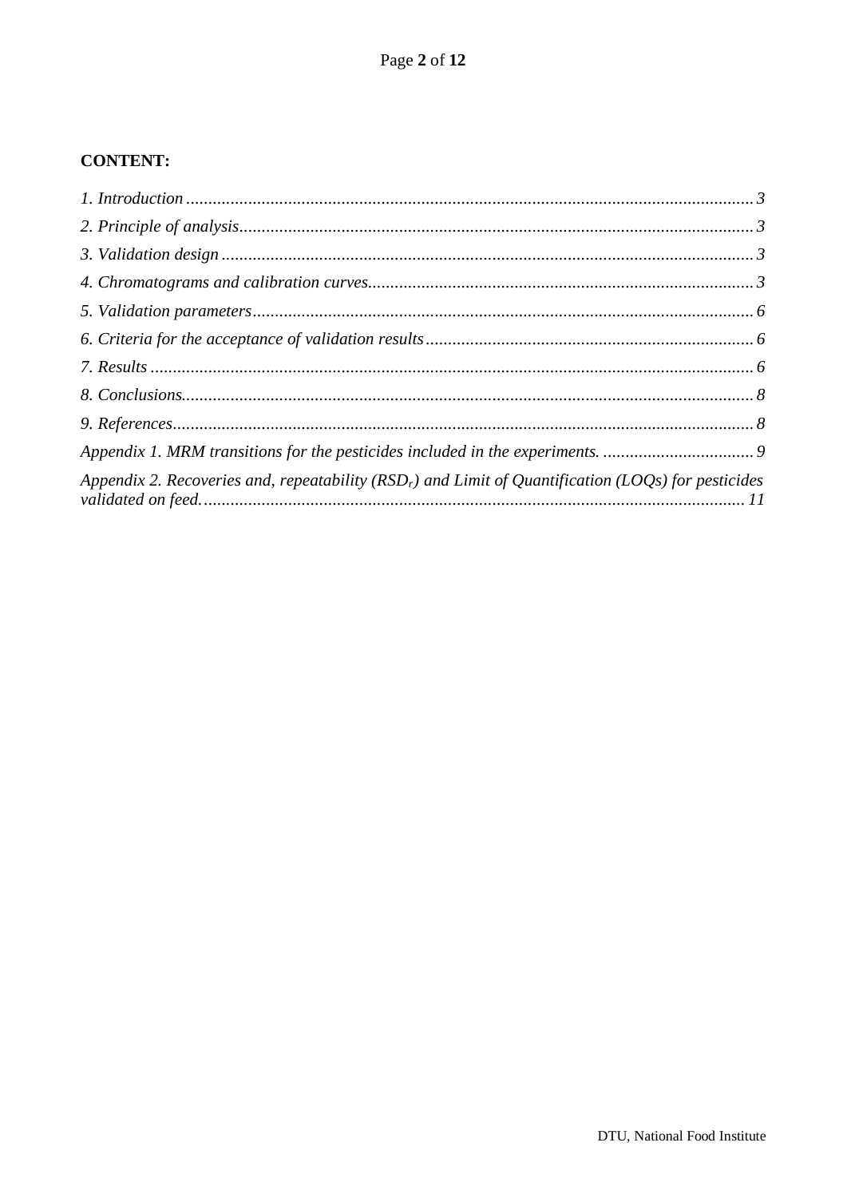**CONTENT:**

*1. Introduction* ............................................................................................................................. *3*

*2. Principle of analysis* ................................................................................................................... *3*

*3. Validation design* ........................................................................................................................ *3*

*4. Chromatograms and calibration curves* ...................................................................................... *3*

*5. Validation parameters* ................................................................................................................. *6*

*6. Criteria for the acceptance of validation results* ......................................................................... *6*

*7. Results* ......................................................................................................................................... *6*

*8. Conclusions* ................................................................................................................................. *8*

*9. References* ................................................................................................................................... *8*

*Appendix 1. MRM transitions for the pesticides included in the experiments.* .................................. *9*

*Appendix 2. Recoveries and, repeatability ($RSD_r$) and Limit of Quantification (LOQs) for pesticides validated on feed.* ......................................................................................................................... *11*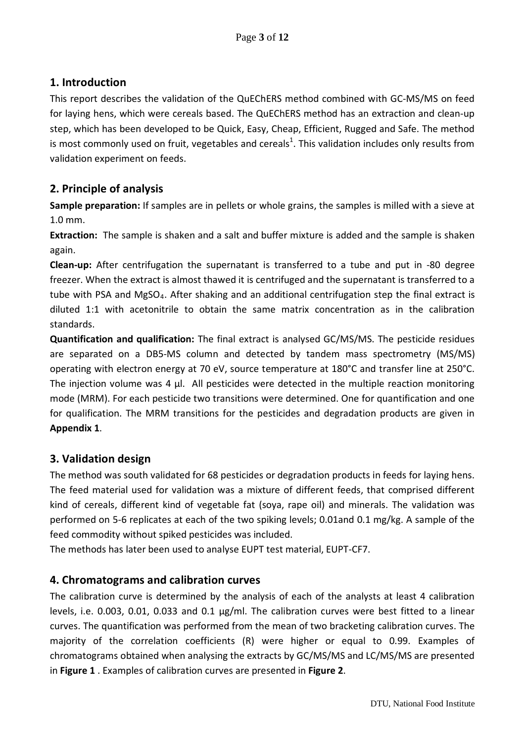## 1. Introduction

This report describes the validation of the QuEChERS method combined with GC-MS/MS on feed for laying hens, which were cereals based. The QuEChERS method has an extraction and clean-up step, which has been developed to be Quick, Easy, Cheap, Efficient, Rugged and Safe. The method is most commonly used on fruit, vegetables and cereals[1]. This validation includes only results from validation experiment on feeds.

## 2. Principle of analysis

**Sample preparation:** If samples are in pellets or whole grains, the samples is milled with a sieve at 1.0 mm.

**Extraction:** The sample is shaken and a salt and buffer mixture is added and the sample is shaken again.

**Clean-up:** After centrifugation the supernatant is transferred to a tube and put in -80 degree freezer. When the extract is almost thawed it is centrifuged and the supernatant is transferred to a tube with PSA and $MgSO_4$. After shaking and an additional centrifugation step the final extract is diluted 1:1 with acetonitrile to obtain the same matrix concentration as in the calibration standards.

**Quantification and qualification:** The final extract is analysed GC/MS/MS. The pesticide residues are separated on a DB5-MS column and detected by tandem mass spectrometry (MS/MS) operating with electron energy at 70 eV, source temperature at 180°C and transfer line at 250°C. The injection volume was 4 µl. All pesticides were detected in the multiple reaction monitoring mode (MRM). For each pesticide two transitions were determined. One for quantification and one for qualification. The MRM transitions for the pesticides and degradation products are given in **Appendix 1**.

## 3. Validation design

The method was south validated for 68 pesticides or degradation products in feeds for laying hens. The feed material used for validation was a mixture of different feeds, that comprised different kind of cereals, different kind of vegetable fat (soya, rape oil) and minerals. The validation was performed on 5-6 replicates at each of the two spiking levels; 0.01and 0.1 mg/kg. A sample of the feed commodity without spiked pesticides was included.

The methods has later been used to analyse EUPT test material, EUPT-CF7.

## 4. Chromatograms and calibration curves

The calibration curve is determined by the analysis of each of the analysts at least 4 calibration levels, i.e. 0.003, 0.01, 0.033 and 0.1 µg/ml. The calibration curves were best fitted to a linear curves. The quantification was performed from the mean of two bracketing calibration curves. The majority of the correlation coefficients (R) were higher or equal to 0.99. Examples of chromatograms obtained when analysing the extracts by GC/MS/MS and LC/MS/MS are presented in **Figure 1** . Examples of calibration curves are presented in **Figure 2**.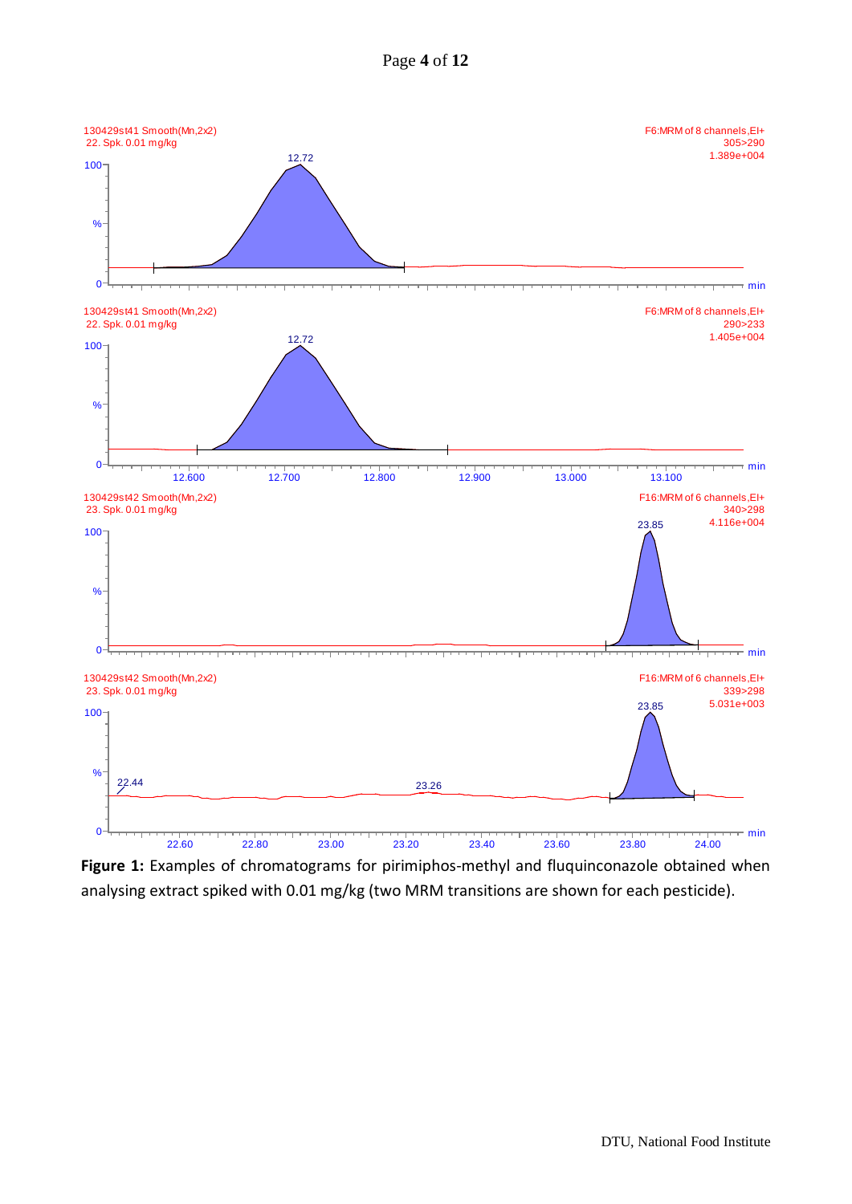**Figure 1:** Examples of chromatograms for pirimiphos-methyl and fluquinconazole obtained when analysing extract spiked with 0.01 mg/kg (two MRM transitions are shown for each pesticide).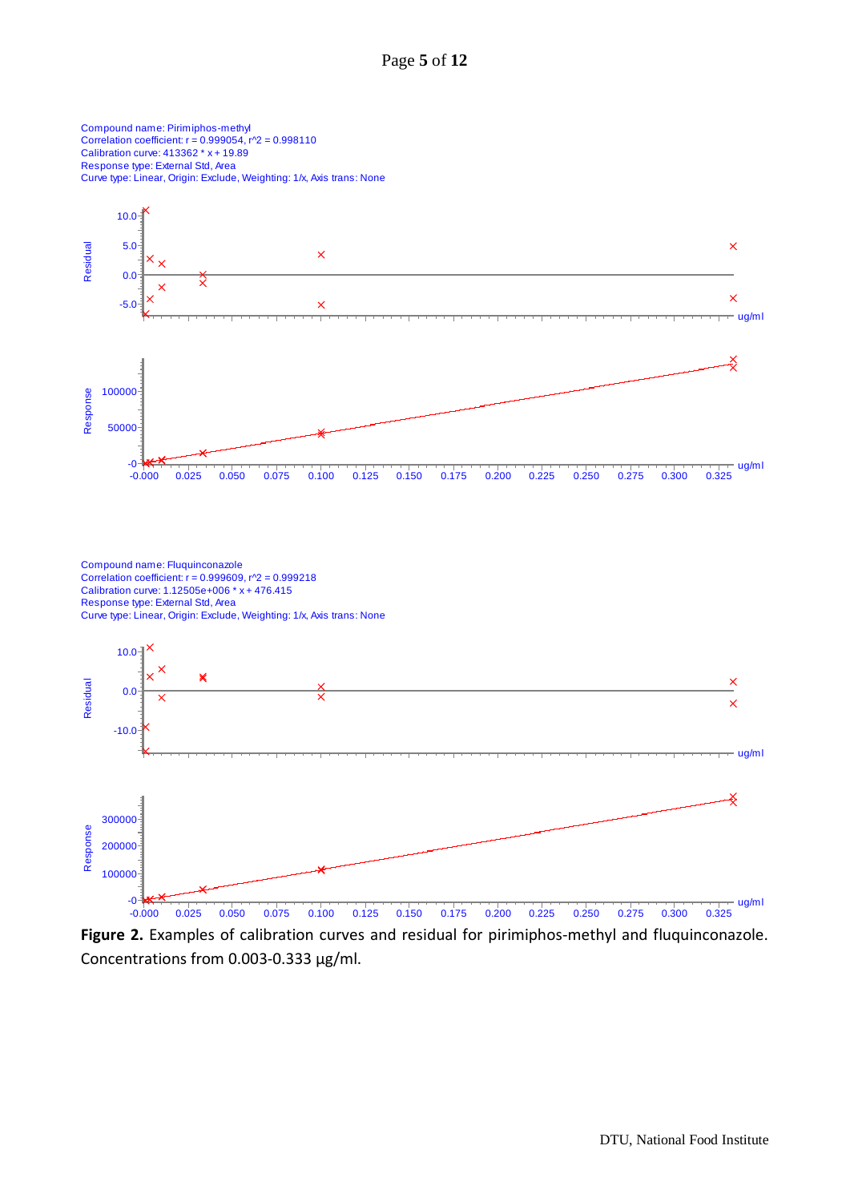Compound name: Pirimiphos-methyl
Correlation coefficient: r = 0.999054, r^2 = 0.998110
Calibration curve: 413362 * x + 19.89
Response type: External Std, Area
Curve type: Linear, Origin: Exclude, Weighting: 1/x, Axis trans: None

Compound name: Fluquinconazole
Correlation coefficient: r = 0.999609, r^2 = 0.999218
Calibration curve: 1.12505e+006 * x + 476.415
Response type: External Std, Area
Curve type: Linear, Origin: Exclude, Weighting: 1/x, Axis trans: None

**Figure 2.** Examples of calibration curves and residual for pirimiphos-methyl and fluquinconazole. Concentrations from 0.003-0.333 µg/ml.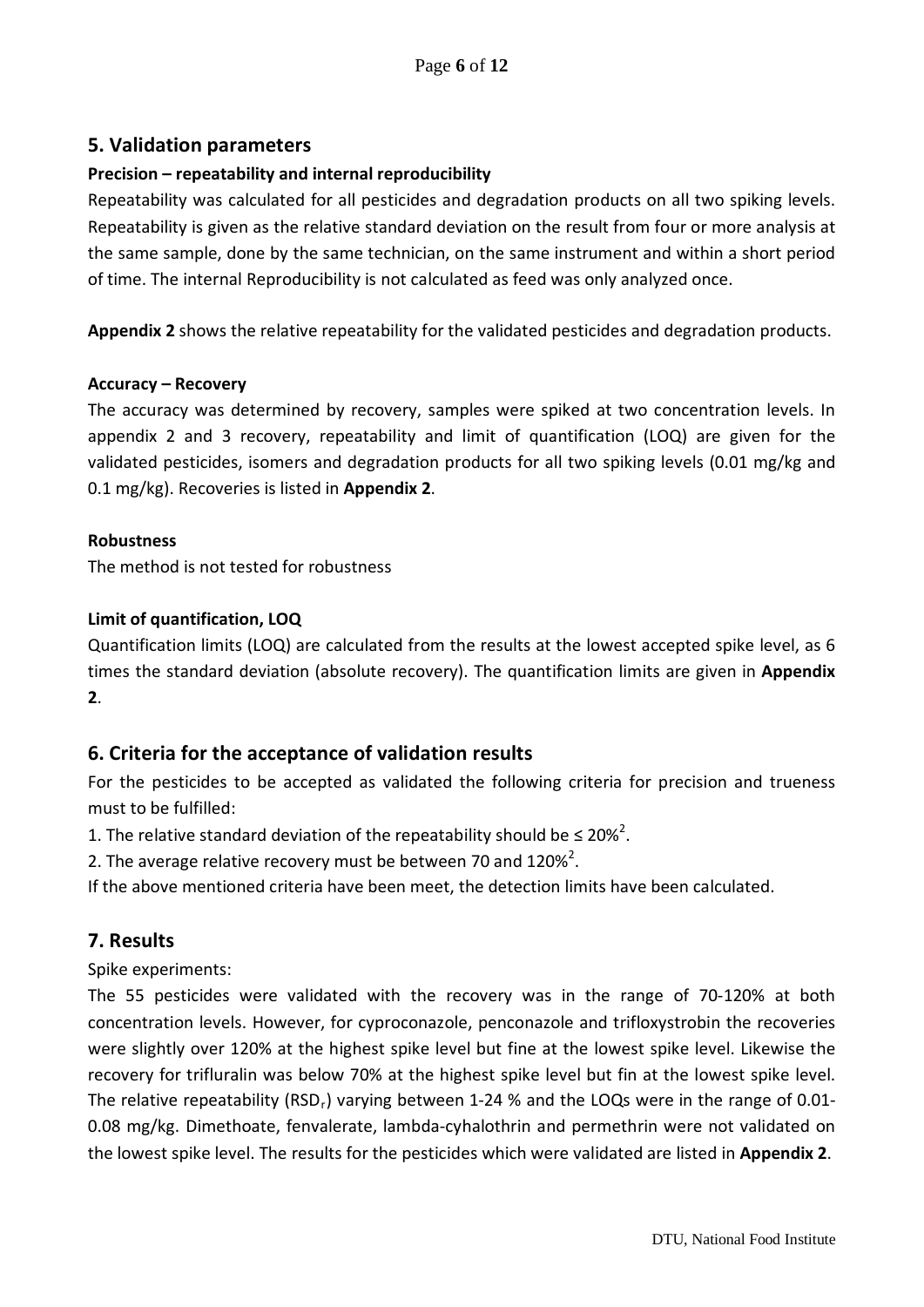## 5. Validation parameters

**Precision – repeatability and internal reproducibility**

Repeatability was calculated for all pesticides and degradation products on all two spiking levels. Repeatability is given as the relative standard deviation on the result from four or more analysis at the same sample, done by the same technician, on the same instrument and within a short period of time. The internal Reproducibility is not calculated as feed was only analyzed once.

**Appendix 2** shows the relative repeatability for the validated pesticides and degradation products.

**Accuracy – Recovery**

The accuracy was determined by recovery, samples were spiked at two concentration levels. In appendix 2 and 3 recovery, repeatability and limit of quantification (LOQ) are given for the validated pesticides, isomers and degradation products for all two spiking levels (0.01 mg/kg and 0.1 mg/kg). Recoveries is listed in **Appendix 2**.

**Robustness**

The method is not tested for robustness

**Limit of quantification, LOQ**

Quantification limits (LOQ) are calculated from the results at the lowest accepted spike level, as 6 times the standard deviation (absolute recovery). The quantification limits are given in **Appendix 2**.

## 6. Criteria for the acceptance of validation results

For the pesticides to be accepted as validated the following criteria for precision and trueness must to be fulfilled:

1. The relative standard deviation of the repeatability should be ≤ 20%[2].
2. The average relative recovery must be between 70 and 120%[2].

If the above mentioned criteria have been meet, the detection limits have been calculated.

## 7. Results

Spike experiments:

The 55 pesticides were validated with the recovery was in the range of 70-120% at both concentration levels. However, for cyproconazole, penconazole and trifloxystrobin the recoveries were slightly over 120% at the highest spike level but fine at the lowest spike level. Likewise the recovery for trifluralin was below 70% at the highest spike level but fin at the lowest spike level. The relative repeatability ($RSD_r$) varying between 1-24 % and the LOQs were in the range of 0.01-0.08 mg/kg. Dimethoate, fenvalerate, lambda-cyhalothrin and permethrin were not validated on the lowest spike level. The results for the pesticides which were validated are listed in **Appendix 2**.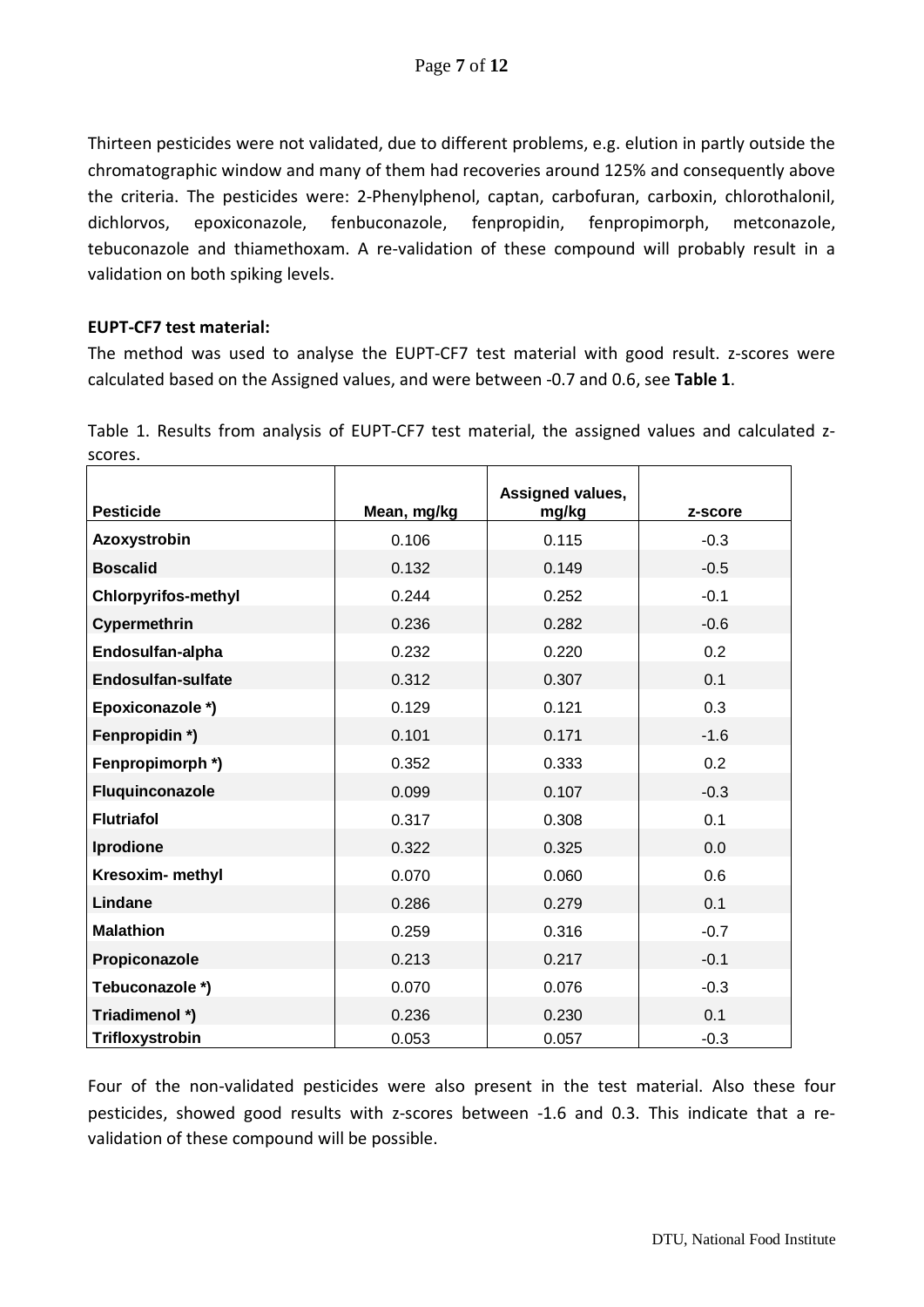Thirteen pesticides were not validated, due to different problems, e.g. elution in partly outside the chromatographic window and many of them had recoveries around 125% and consequently above the criteria. The pesticides were: 2-Phenylphenol, captan, carbofuran, carboxin, chlorothalonil, dichlorvos, epoxiconazole, fenbuconazole, fenpropidin, fenpropimorph, metconazole, tebuconazole and thiamethoxam. A re-validation of these compound will probably result in a validation on both spiking levels.

**EUPT-CF7 test material:**

The method was used to analyse the EUPT-CF7 test material with good result. z-scores were calculated based on the Assigned values, and were between -0.7 and 0.6, see **Table 1**.

Table 1. Results from analysis of EUPT-CF7 test material, the assigned values and calculated z-scores.

| Pesticide | Mean, mg/kg | Assigned values, mg/kg | z-score |
|---|---|---|---|
| **Azoxystrobin** | 0.106 | 0.115 | -0.3 |
| **Boscalid** | 0.132 | 0.149 | -0.5 |
| **Chlorpyrifos-methyl** | 0.244 | 0.252 | -0.1 |
| **Cypermethrin** | 0.236 | 0.282 | -0.6 |
| **Endosulfan-alpha** | 0.232 | 0.220 | 0.2 |
| **Endosulfan-sulfate** | 0.312 | 0.307 | 0.1 |
| **Epoxiconazole *)** | 0.129 | 0.121 | 0.3 |
| **Fenpropidin *)** | 0.101 | 0.171 | -1.6 |
| **Fenpropimorph *)** | 0.352 | 0.333 | 0.2 |
| **Fluquinconazole** | 0.099 | 0.107 | -0.3 |
| **Flutriafol** | 0.317 | 0.308 | 0.1 |
| **Iprodione** | 0.322 | 0.325 | 0.0 |
| **Kresoxim- methyl** | 0.070 | 0.060 | 0.6 |
| **Lindane** | 0.286 | 0.279 | 0.1 |
| **Malathion** | 0.259 | 0.316 | -0.7 |
| **Propiconazole** | 0.213 | 0.217 | -0.1 |
| **Tebuconazole *)** | 0.070 | 0.076 | -0.3 |
| **Triadimenol *)** | 0.236 | 0.230 | 0.1 |
| **Trifloxystrobin** | 0.053 | 0.057 | -0.3 |

Four of the non-validated pesticides were also present in the test material. Also these four pesticides, showed good results with z-scores between -1.6 and 0.3. This indicate that a re-validation of these compound will be possible.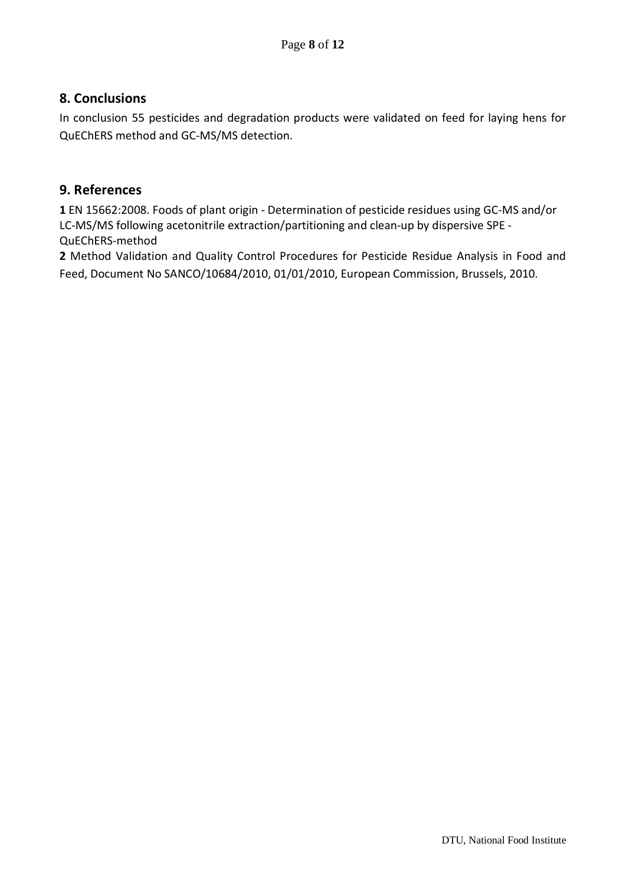## 8. Conclusions

In conclusion 55 pesticides and degradation products were validated on feed for laying hens for QuEChERS method and GC-MS/MS detection.

## 9. References

**1** EN 15662:2008. Foods of plant origin - Determination of pesticide residues using GC-MS and/or LC-MS/MS following acetonitrile extraction/partitioning and clean-up by dispersive SPE - QuEChERS-method

**2** Method Validation and Quality Control Procedures for Pesticide Residue Analysis in Food and Feed, Document No SANCO/10684/2010, 01/01/2010, European Commission, Brussels, 2010.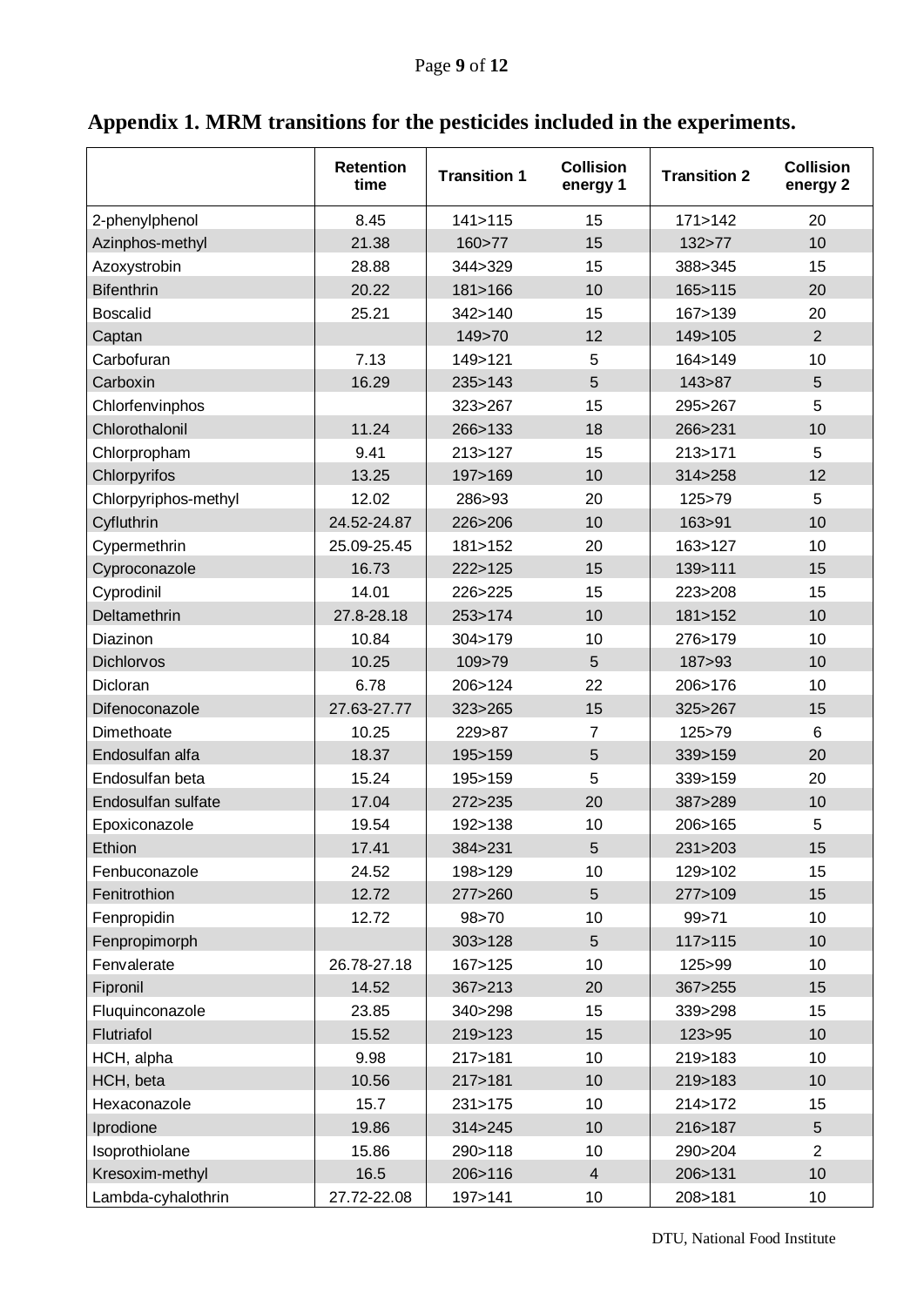## Appendix 1. MRM transitions for the pesticides included in the experiments.

| | Retention time | Transition 1 | Collision energy 1 | Transition 2 | Collision energy 2 |
|---|---|---|---|---|---|
| 2-phenylphenol | 8.45 | 141>115 | 15 | 171>142 | 20 |
| Azinphos-methyl | 21.38 | 160>77 | 15 | 132>77 | 10 |
| Azoxystrobin | 28.88 | 344>329 | 15 | 388>345 | 15 |
| Bifenthrin | 20.22 | 181>166 | 10 | 165>115 | 20 |
| Boscalid | 25.21 | 342>140 | 15 | 167>139 | 20 |
| Captan | | 149>70 | 12 | 149>105 | 2 |
| Carbofuran | 7.13 | 149>121 | 5 | 164>149 | 10 |
| Carboxin | 16.29 | 235>143 | 5 | 143>87 | 5 |
| Chlorfenvinphos | | 323>267 | 15 | 295>267 | 5 |
| Chlorothalonil | 11.24 | 266>133 | 18 | 266>231 | 10 |
| Chlorpropham | 9.41 | 213>127 | 15 | 213>171 | 5 |
| Chlorpyrifos | 13.25 | 197>169 | 10 | 314>258 | 12 |
| Chlorpyriphos-methyl | 12.02 | 286>93 | 20 | 125>79 | 5 |
| Cyfluthrin | 24.52-24.87 | 226>206 | 10 | 163>91 | 10 |
| Cypermethrin | 25.09-25.45 | 181>152 | 20 | 163>127 | 10 |
| Cyproconazole | 16.73 | 222>125 | 15 | 139>111 | 15 |
| Cyprodinil | 14.01 | 226>225 | 15 | 223>208 | 15 |
| Deltamethrin | 27.8-28.18 | 253>174 | 10 | 181>152 | 10 |
| Diazinon | 10.84 | 304>179 | 10 | 276>179 | 10 |
| Dichlorvos | 10.25 | 109>79 | 5 | 187>93 | 10 |
| Dicloran | 6.78 | 206>124 | 22 | 206>176 | 10 |
| Difenoconazole | 27.63-27.77 | 323>265 | 15 | 325>267 | 15 |
| Dimethoate | 10.25 | 229>87 | 7 | 125>79 | 6 |
| Endosulfan alfa | 18.37 | 195>159 | 5 | 339>159 | 20 |
| Endosulfan beta | 15.24 | 195>159 | 5 | 339>159 | 20 |
| Endosulfan sulfate | 17.04 | 272>235 | 20 | 387>289 | 10 |
| Epoxiconazole | 19.54 | 192>138 | 10 | 206>165 | 5 |
| Ethion | 17.41 | 384>231 | 5 | 231>203 | 15 |
| Fenbuconazole | 24.52 | 198>129 | 10 | 129>102 | 15 |
| Fenitrothion | 12.72 | 277>260 | 5 | 277>109 | 15 |
| Fenpropidin | 12.72 | 98>70 | 10 | 99>71 | 10 |
| Fenpropimorph | | 303>128 | 5 | 117>115 | 10 |
| Fenvalerate | 26.78-27.18 | 167>125 | 10 | 125>99 | 10 |
| Fipronil | 14.52 | 367>213 | 20 | 367>255 | 15 |
| Fluquinconazole | 23.85 | 340>298 | 15 | 339>298 | 15 |
| Flutriafol | 15.52 | 219>123 | 15 | 123>95 | 10 |
| HCH, alpha | 9.98 | 217>181 | 10 | 219>183 | 10 |
| HCH, beta | 10.56 | 217>181 | 10 | 219>183 | 10 |
| Hexaconazole | 15.7 | 231>175 | 10 | 214>172 | 15 |
| Iprodione | 19.86 | 314>245 | 10 | 216>187 | 5 |
| Isoprothiolane | 15.86 | 290>118 | 10 | 290>204 | 2 |
| Kresoxim-methyl | 16.5 | 206>116 | 4 | 206>131 | 10 |
| Lambda-cyhalothrin | 27.72-22.08 | 197>141 | 10 | 208>181 | 10 |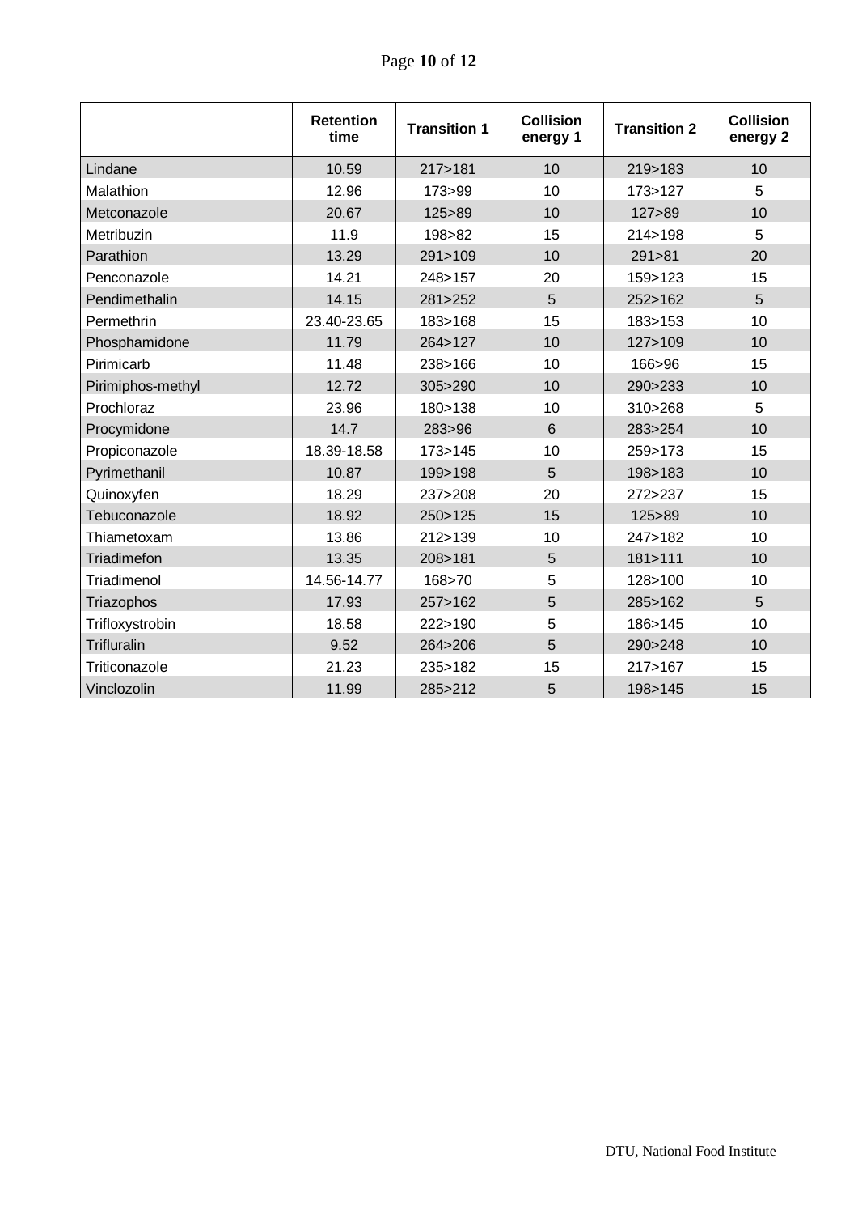| | Retention time | Transition 1 | Collision energy 1 | Transition 2 | Collision energy 2 |
|---|---|---|---|---|---|
| Lindane | 10.59 | 217>181 | 10 | 219>183 | 10 |
| Malathion | 12.96 | 173>99 | 10 | 173>127 | 5 |
| Metconazole | 20.67 | 125>89 | 10 | 127>89 | 10 |
| Metribuzin | 11.9 | 198>82 | 15 | 214>198 | 5 |
| Parathion | 13.29 | 291>109 | 10 | 291>81 | 20 |
| Penconazole | 14.21 | 248>157 | 20 | 159>123 | 15 |
| Pendimethalin | 14.15 | 281>252 | 5 | 252>162 | 5 |
| Permethrin | 23.40-23.65 | 183>168 | 15 | 183>153 | 10 |
| Phosphamidone | 11.79 | 264>127 | 10 | 127>109 | 10 |
| Pirimicarb | 11.48 | 238>166 | 10 | 166>96 | 15 |
| Pirimiphos-methyl | 12.72 | 305>290 | 10 | 290>233 | 10 |
| Prochloraz | 23.96 | 180>138 | 10 | 310>268 | 5 |
| Procymidone | 14.7 | 283>96 | 6 | 283>254 | 10 |
| Propiconazole | 18.39-18.58 | 173>145 | 10 | 259>173 | 15 |
| Pyrimethanil | 10.87 | 199>198 | 5 | 198>183 | 10 |
| Quinoxyfen | 18.29 | 237>208 | 20 | 272>237 | 15 |
| Tebuconazole | 18.92 | 250>125 | 15 | 125>89 | 10 |
| Thiametoxam | 13.86 | 212>139 | 10 | 247>182 | 10 |
| Triadimefon | 13.35 | 208>181 | 5 | 181>111 | 10 |
| Triadimenol | 14.56-14.77 | 168>70 | 5 | 128>100 | 10 |
| Triazophos | 17.93 | 257>162 | 5 | 285>162 | 5 |
| Trifloxystrobin | 18.58 | 222>190 | 5 | 186>145 | 10 |
| Trifluralin | 9.52 | 264>206 | 5 | 290>248 | 10 |
| Triticonazole | 21.23 | 235>182 | 15 | 217>167 | 15 |
| Vinclozolin | 11.99 | 285>212 | 5 | 198>145 | 15 |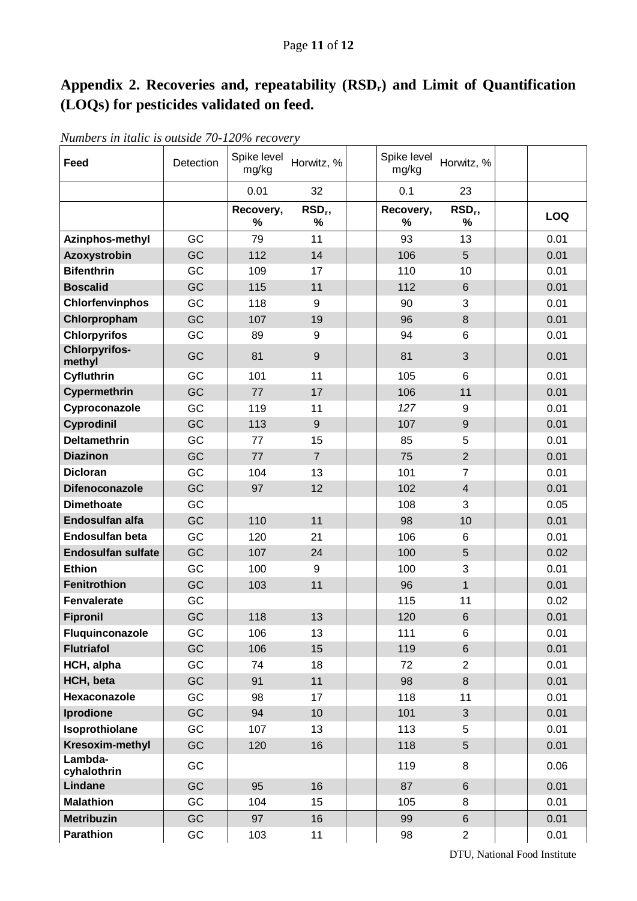## Appendix 2. Recoveries and, repeatability ($RSD_r$) and Limit of Quantification (LOQs) for pesticides validated on feed.

*Numbers in italic is outside 70-120% recovery*

| Feed | Detection | Spike level mg/kg | Horwitz, % | | Spike level mg/kg | Horwitz, % | | |
|---|---|---|---|---|---|---|---|---|
| | | 0.01 | 32 | | 0.1 | 23 | | |
| | | **Recovery, %** | **$RSD_r$, %** | | **Recovery, %** | **$RSD_r$, %** | | **LOQ** |
| **Azinphos-methyl** | GC | 79 | 11 | | 93 | 13 | | 0.01 |
| **Azoxystrobin** | GC | 112 | 14 | | 106 | 5 | | 0.01 |
| **Bifenthrin** | GC | 109 | 17 | | 110 | 10 | | 0.01 |
| **Boscalid** | GC | 115 | 11 | | 112 | 6 | | 0.01 |
| **Chlorfenvinphos** | GC | 118 | 9 | | 90 | 3 | | 0.01 |
| **Chlorpropham** | GC | 107 | 19 | | 96 | 8 | | 0.01 |
| **Chlorpyrifos** | GC | 89 | 9 | | 94 | 6 | | 0.01 |
| **Chlorpyrifos-methyl** | GC | 81 | 9 | | 81 | 3 | | 0.01 |
| **Cyfluthrin** | GC | 101 | 11 | | 105 | 6 | | 0.01 |
| **Cypermethrin** | GC | 77 | 17 | | 106 | 11 | | 0.01 |
| **Cyproconazole** | GC | 119 | 11 | | *127* | 9 | | 0.01 |
| **Cyprodinil** | GC | 113 | 9 | | 107 | 9 | | 0.01 |
| **Deltamethrin** | GC | 77 | 15 | | 85 | 5 | | 0.01 |
| **Diazinon** | GC | 77 | 7 | | 75 | 2 | | 0.01 |
| **Dicloran** | GC | 104 | 13 | | 101 | 7 | | 0.01 |
| **Difenoconazole** | GC | 97 | 12 | | 102 | 4 | | 0.01 |
| **Dimethoate** | GC | | | | 108 | 3 | | 0.05 |
| **Endosulfan alfa** | GC | 110 | 11 | | 98 | 10 | | 0.01 |
| **Endosulfan beta** | GC | 120 | 21 | | 106 | 6 | | 0.01 |
| **Endosulfan sulfate** | GC | 107 | 24 | | 100 | 5 | | 0.02 |
| **Ethion** | GC | 100 | 9 | | 100 | 3 | | 0.01 |
| **Fenitrothion** | GC | 103 | 11 | | 96 | 1 | | 0.01 |
| **Fenvalerate** | GC | | | | 115 | 11 | | 0.02 |
| **Fipronil** | GC | 118 | 13 | | 120 | 6 | | 0.01 |
| **Fluquinconazole** | GC | 106 | 13 | | 111 | 6 | | 0.01 |
| **Flutriafol** | GC | 106 | 15 | | 119 | 6 | | 0.01 |
| **HCH, alpha** | GC | 74 | 18 | | 72 | 2 | | 0.01 |
| **HCH, beta** | GC | 91 | 11 | | 98 | 8 | | 0.01 |
| **Hexaconazole** | GC | 98 | 17 | | 118 | 11 | | 0.01 |
| **Iprodione** | GC | 94 | 10 | | 101 | 3 | | 0.01 |
| **Isoprothiolane** | GC | 107 | 13 | | 113 | 5 | | 0.01 |
| **Kresoxim-methyl** | GC | 120 | 16 | | 118 | 5 | | 0.01 |
| **Lambda-cyhalothrin** | GC | | | | 119 | 8 | | 0.06 |
| **Lindane** | GC | 95 | 16 | | 87 | 6 | | 0.01 |
| **Malathion** | GC | 104 | 15 | | 105 | 8 | | 0.01 |
| **Metribuzin** | GC | 97 | 16 | | 99 | 6 | | 0.01 |
| **Parathion** | GC | 103 | 11 | | 98 | 2 | | 0.01 |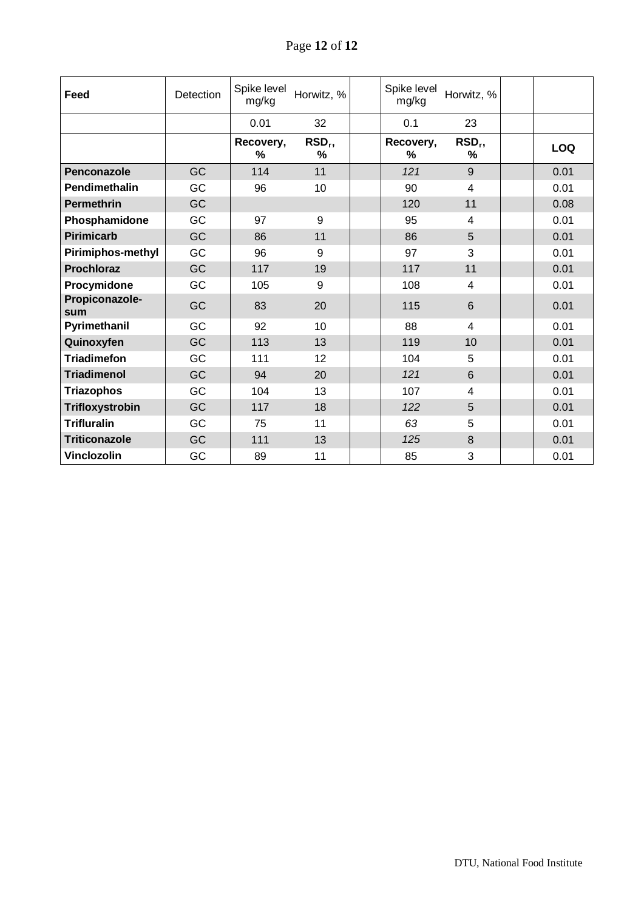| Feed | Detection | Spike level mg/kg | Horwitz, % | | Spike level mg/kg | Horwitz, % | | |
|---|---|---|---|---|---|---|---|---|
| | | 0.01 | 32 | | 0.1 | 23 | | |
| | | **Recovery, %** | **$RSD_r$, %** | | **Recovery, %** | **$RSD_r$, %** | | **LOQ** |
| **Penconazole** | GC | 114 | 11 | | *121* | 9 | | 0.01 |
| **Pendimethalin** | GC | 96 | 10 | | 90 | 4 | | 0.01 |
| **Permethrin** | GC | | | | 120 | 11 | | 0.08 |
| **Phosphamidone** | GC | 97 | 9 | | 95 | 4 | | 0.01 |
| **Pirimicarb** | GC | 86 | 11 | | 86 | 5 | | 0.01 |
| **Pirimiphos-methyl** | GC | 96 | 9 | | 97 | 3 | | 0.01 |
| **Prochloraz** | GC | 117 | 19 | | 117 | 11 | | 0.01 |
| **Procymidone** | GC | 105 | 9 | | 108 | 4 | | 0.01 |
| **Propiconazole-sum** | GC | 83 | 20 | | 115 | 6 | | 0.01 |
| **Pyrimethanil** | GC | 92 | 10 | | 88 | 4 | | 0.01 |
| **Quinoxyfen** | GC | 113 | 13 | | 119 | 10 | | 0.01 |
| **Triadimefon** | GC | 111 | 12 | | 104 | 5 | | 0.01 |
| **Triadimenol** | GC | 94 | 20 | | *121* | 6 | | 0.01 |
| **Triazophos** | GC | 104 | 13 | | 107 | 4 | | 0.01 |
| **Trifloxystrobin** | GC | 117 | 18 | | *122* | 5 | | 0.01 |
| **Trifluralin** | GC | 75 | 11 | | *63* | 5 | | 0.01 |
| **Triticonazole** | GC | 111 | 13 | | *125* | 8 | | 0.01 |
| **Vinclozolin** | GC | 89 | 11 | | 85 | 3 | | 0.01 |